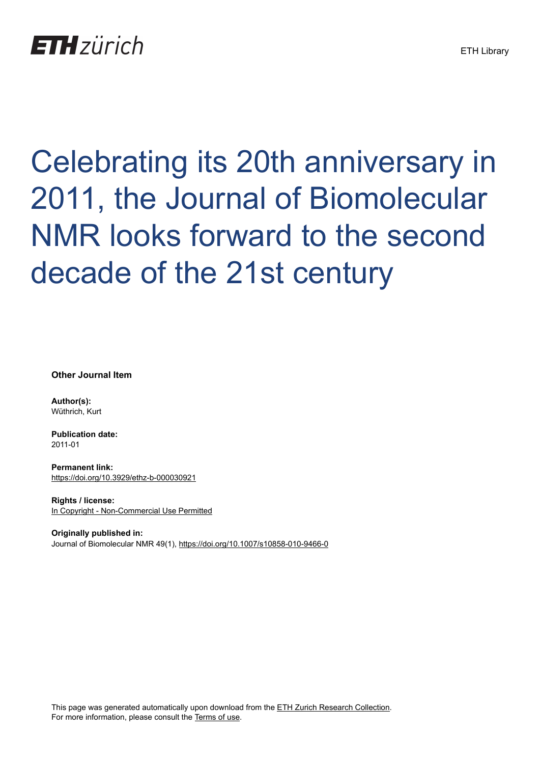# Celebrating its 20th anniversary in 2011, the Journal of Biomolecular NMR looks forward to the second decade of the 21st century

**Other Journal Item**

**Author(s):**
Wüthrich, Kurt

**Publication date:**
2011-01

**Permanent link:**
https://doi.org/10.3929/ethz-b-000030921

**Rights / license:**
In Copyright - Non-Commercial Use Permitted

**Originally published in:**
Journal of Biomolecular NMR 49(1), https://doi.org/10.1007/s10858-010-9466-0

This page was generated automatically upon download from the ETH Zurich Research Collection.
For more information, please consult the Terms of use.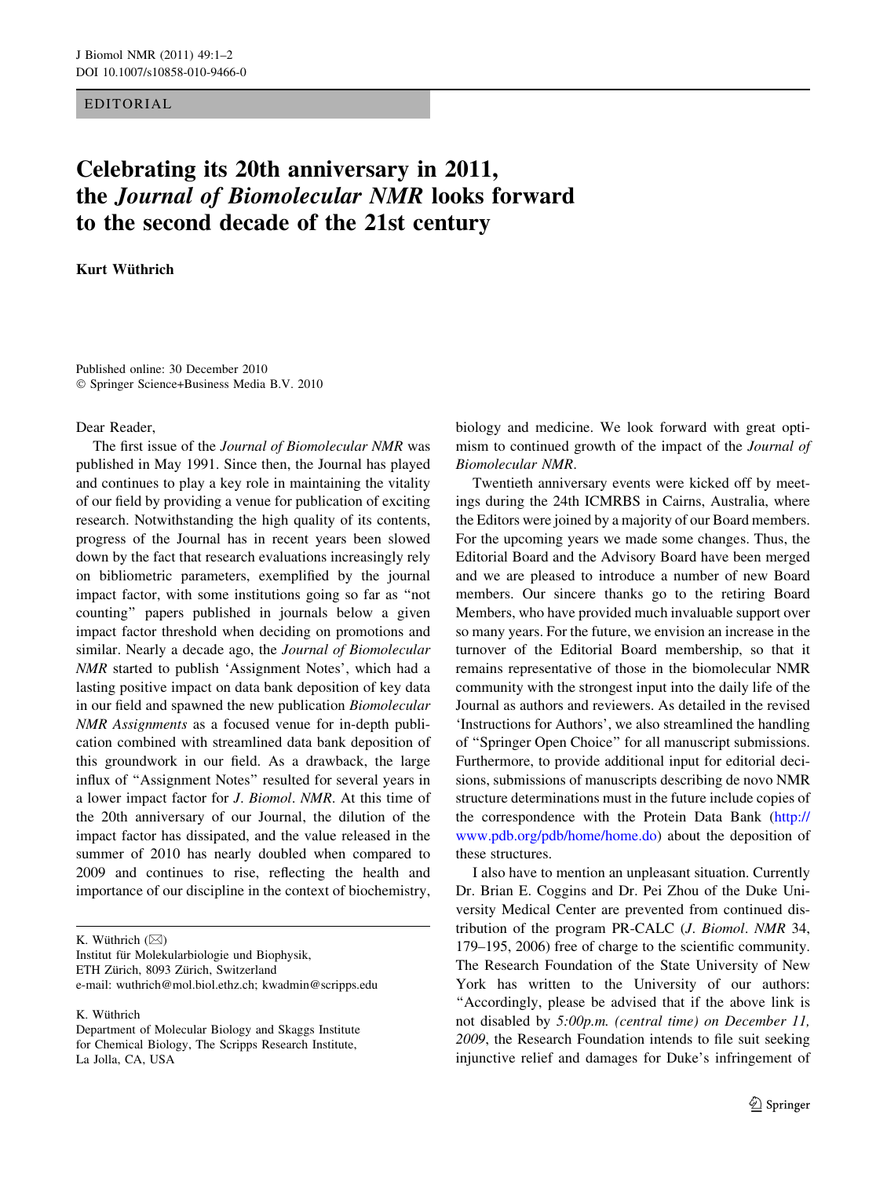EDITORIAL

# Celebrating its 20th anniversary in 2011, the *Journal of Biomolecular NMR* looks forward to the second decade of the 21st century

**Kurt Wüthrich**

Published online: 30 December 2010
© Springer Science+Business Media B.V. 2010

Dear Reader,

The first issue of the *Journal of Biomolecular NMR* was published in May 1991. Since then, the Journal has played and continues to play a key role in maintaining the vitality of our field by providing a venue for publication of exciting research. Notwithstanding the high quality of its contents, progress of the Journal has in recent years been slowed down by the fact that research evaluations increasingly rely on bibliometric parameters, exemplified by the journal impact factor, with some institutions going so far as "not counting" papers published in journals below a given impact factor threshold when deciding on promotions and similar. Nearly a decade ago, the *Journal of Biomolecular NMR* started to publish 'Assignment Notes', which had a lasting positive impact on data bank deposition of key data in our field and spawned the new publication *Biomolecular NMR Assignments* as a focused venue for in-depth publication combined with streamlined data bank deposition of this groundwork in our field. As a drawback, the large influx of "Assignment Notes" resulted for several years in a lower impact factor for *J. Biomol. NMR*. At this time of the 20th anniversary of our Journal, the dilution of the impact factor has dissipated, and the value released in the summer of 2010 has nearly doubled when compared to 2009 and continues to rise, reflecting the health and importance of our discipline in the context of biochemistry, biology and medicine. We look forward with great optimism to continued growth of the impact of the *Journal of Biomolecular NMR*.

Twentieth anniversary events were kicked off by meetings during the 24th ICMRBS in Cairns, Australia, where the Editors were joined by a majority of our Board members. For the upcoming years we made some changes. Thus, the Editorial Board and the Advisory Board have been merged and we are pleased to introduce a number of new Board members. Our sincere thanks go to the retiring Board Members, who have provided much invaluable support over so many years. For the future, we envision an increase in the turnover of the Editorial Board membership, so that it remains representative of those in the biomolecular NMR community with the strongest input into the daily life of the Journal as authors and reviewers. As detailed in the revised 'Instructions for Authors', we also streamlined the handling of "Springer Open Choice" for all manuscript submissions. Furthermore, to provide additional input for editorial decisions, submissions of manuscripts describing de novo NMR structure determinations must in the future include copies of the correspondence with the Protein Data Bank (http://www.pdb.org/pdb/home/home.do) about the deposition of these structures.

I also have to mention an unpleasant situation. Currently Dr. Brian E. Coggins and Dr. Pei Zhou of the Duke University Medical Center are prevented from continued distribution of the program PR-CALC (*J. Biomol. NMR* 34, 179–195, 2006) free of charge to the scientific community. The Research Foundation of the State University of New York has written to the University of our authors: "Accordingly, please be advised that if the above link is not disabled by *5:00p.m. (central time) on December 11, 2009*, the Research Foundation intends to file suit seeking injunctive relief and damages for Duke's infringement of

K. Wüthrich (✉)
Institut für Molekularbiologie und Biophysik, ETH Zürich, 8093 Zürich, Switzerland
e-mail: wuthrich@mol.biol.ethz.ch; kwadmin@scripps.edu

K. Wüthrich
Department of Molecular Biology and Skaggs Institute for Chemical Biology, The Scripps Research Institute, La Jolla, CA, USA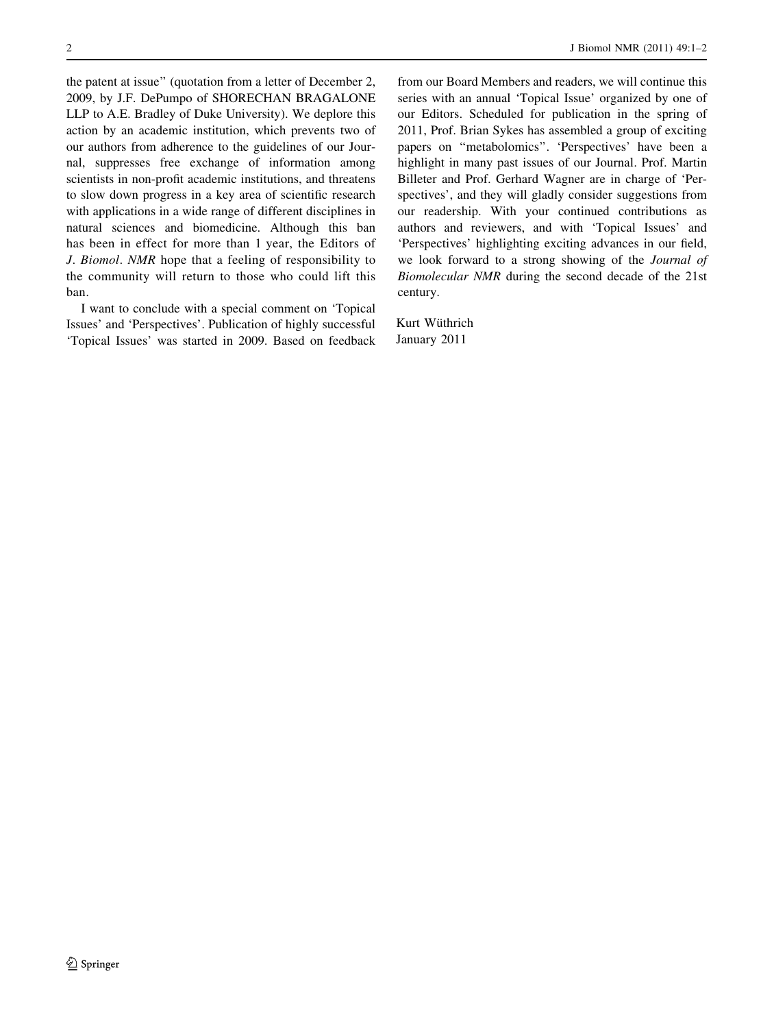the patent at issue" (quotation from a letter of December 2, 2009, by J.F. DePumpo of SHORECHAN BRAGALONE LLP to A.E. Bradley of Duke University). We deplore this action by an academic institution, which prevents two of our authors from adherence to the guidelines of our Journal, suppresses free exchange of information among scientists in non-profit academic institutions, and threatens to slow down progress in a key area of scientific research with applications in a wide range of different disciplines in natural sciences and biomedicine. Although this ban has been in effect for more than 1 year, the Editors of *J. Biomol. NMR* hope that a feeling of responsibility to the community will return to those who could lift this ban.

I want to conclude with a special comment on 'Topical Issues' and 'Perspectives'. Publication of highly successful 'Topical Issues' was started in 2009. Based on feedback from our Board Members and readers, we will continue this series with an annual 'Topical Issue' organized by one of our Editors. Scheduled for publication in the spring of 2011, Prof. Brian Sykes has assembled a group of exciting papers on "metabolomics". 'Perspectives' have been a highlight in many past issues of our Journal. Prof. Martin Billeter and Prof. Gerhard Wagner are in charge of 'Perspectives', and they will gladly consider suggestions from our readership. With your continued contributions as authors and reviewers, and with 'Topical Issues' and 'Perspectives' highlighting exciting advances in our field, we look forward to a strong showing of the *Journal of Biomolecular NMR* during the second decade of the 21st century.

Kurt Wüthrich
January 2011